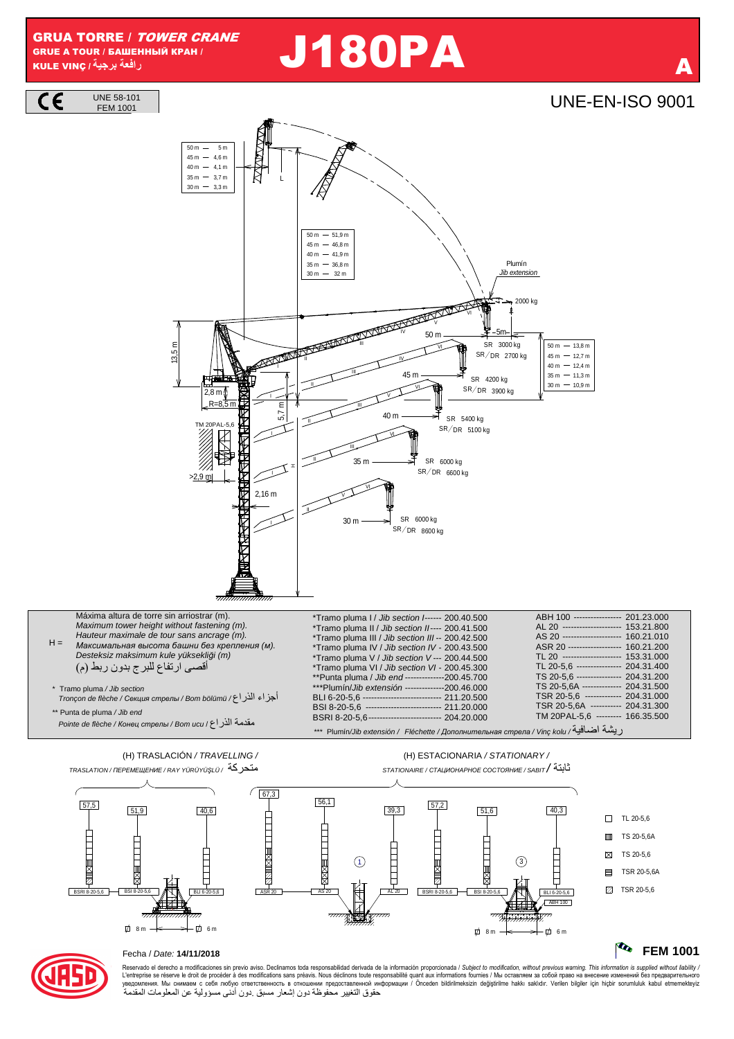# GRUA TORRE / *TOWER CRANE*
GRUE A TOUR / БАШЕННЫЙ КРАН / KULE VINÇ / رافعة برجية

# J180PA

A

UNE 58-101
FEM 1001

UNE-EN-ISO 9001

| L | |
|---|---|
| 50 m | 5 m |
| 45 m | 4,6 m |
| 40 m | 4,1 m |
| 35 m | 3,7 m |
| 30 m | 3,3 m |

| | |
|---|---|
| 50 m | 51,9 m |
| 45 m | 46,8 m |
| 40 m | 41,9 m |
| 35 m | 36,8 m |
| 30 m | 32 m |

Plumín
*Jib extension*

2000 kg — 5m

| | |
|---|---|
| 50 m | 13,8 m |
| 45 m | 12,7 m |
| 40 m | 12,4 m |
| 35 m | 11,3 m |
| 30 m | 10,9 m |

| Pluma | SR | SR/DR |
|---|---|---|
| 50 m | 3000 kg | 2700 kg |
| 45 m | 4200 kg | 3900 kg |
| 40 m | 5400 kg | 5100 kg |
| 35 m | 6000 kg | 6600 kg |
| 30 m | 6000 kg | 8600 kg |

13,5 m; 2,8 m; R=8,5 m; 5,7 m; TM 20PAL-5,6; >2,9 m; 2,16 m; H

H = Máxima altura de torre sin arriostrar (m).
*Maximum tower height without fastening (m).*
*Hauteur maximale de tour sans ancrage (m).*
*Максимальная высота башни без крепления (м).*
*Desteksiz maksimum kule yüksekliği (m)*
أقصى ارتفاع للبرج بدون ربط (م)

\* Tramo pluma / *Jib section*
*Tronçon de flèche / Секция стрелы / Bom bölümü* / أجزاء الذراع

\*\* Punta de pluma / *Jib end*
*Pointe de flèche / Конец стрелы / Bom ucu* / مقدمة الذراع

| | |
|---|---|
| *Tramo pluma I / *Jib section I* | 200.40.500 |
| *Tramo pluma II / *Jib section II* | 200.41.500 |
| *Tramo pluma III / *Jib section III* | 200.42.500 |
| *Tramo pluma IV / *Jib section IV* | 200.43.500 |
| *Tramo pluma V / *Jib section V* | 200.44.500 |
| *Tramo pluma VI / *Jib section VI* | 200.45.300 |
| **Punta pluma / *Jib end* | 200.45.700 |
| ***Plumín/*Jib extension* | 200.46.000 |
| BLI 6-20-5,6 | 211.20.500 |
| BSI 8-20-5,6 | 211.20.000 |
| BSRI 8-20-5,6 | 204.20.000 |

| | |
|---|---|
| ABH 100 | 201.23.000 |
| AL 20 | 153.21.800 |
| AS 20 | 160.21.010 |
| ASR 20 | 160.21.200 |
| TL 20 | 153.31.000 |
| TL 20-5,6 | 204.31.400 |
| TS 20-5,6 | 204.31.200 |
| TS 20-5,6A | 204.31.500 |
| TSR 20-5,6 | 204.31.000 |
| TSR 20-5,6A | 204.31.300 |
| TM 20PAL-5,6 | 166.35.500 |

\*\*\* Plumín/*Jib extensión* / *Fléchette / Дополнительная стрела / Vinç kolu* / ريشة اضافية

(H) TRASLACIÓN / *TRAVELLING* /
*TRASLATION / ПЕРЕМЕЩЕНИЕ / RAY YÜRÜYÜŞLÜ* / متحركة

57,5 (BSRI 8-20-5,6) — 51,9 (BSI 8-20-5,6) — 40,6 (BLI 6-20-5,6); 8 m; 6 m

(H) ESTACIONARIA / *STATIONARY* /
*STATIONAIRE / СТАЦИОНАРНОЕ СОСТОЯНИЕ / SABIT* / ثابتة

1: 67,3 (ASR 20) — 56,1 (AS 20) — 39,3 (AL 20)

3: 57,2 (BSRI 8-20-5,6) — 51,6 (BSI 8-20-5,6) — 40,3 (BLI 6-20-5,6, ABH 100); 8 m; 6 m

- TL 20-5,6
- TS 20-5,6A
- TS 20-5,6
- TSR 20-5,6A
- TSR 20-5,6

Fecha / *Date:* **14/11/2018**

**FEM 1001**

Reservado el derecho a modificaciones sin previo aviso. Declinamos toda responsabilidad derivada de la información proporcionada / *Subject to modification, without previous warning. This information is supplied without liability* / L'entreprise se réserve le droit de procéder à des modifications sans préavis. Nous déclinons toute responsabilité quant aux informations fournies / Мы оставляем за собой право на внесение изменений без предварительного уведомления. Мы снимаем с себя любую ответственность в отношении предоставленной информации / Önceden bildirilmeksizin değiştirilme hakkı saklıdır. Verilen bilgiler için hiçbir sorumluluk kabul etmemekteyiz
حقوق التغيير محفوظة دون إشعار مسبق .دون أدنى مسؤولية عن المعلومات المقدمة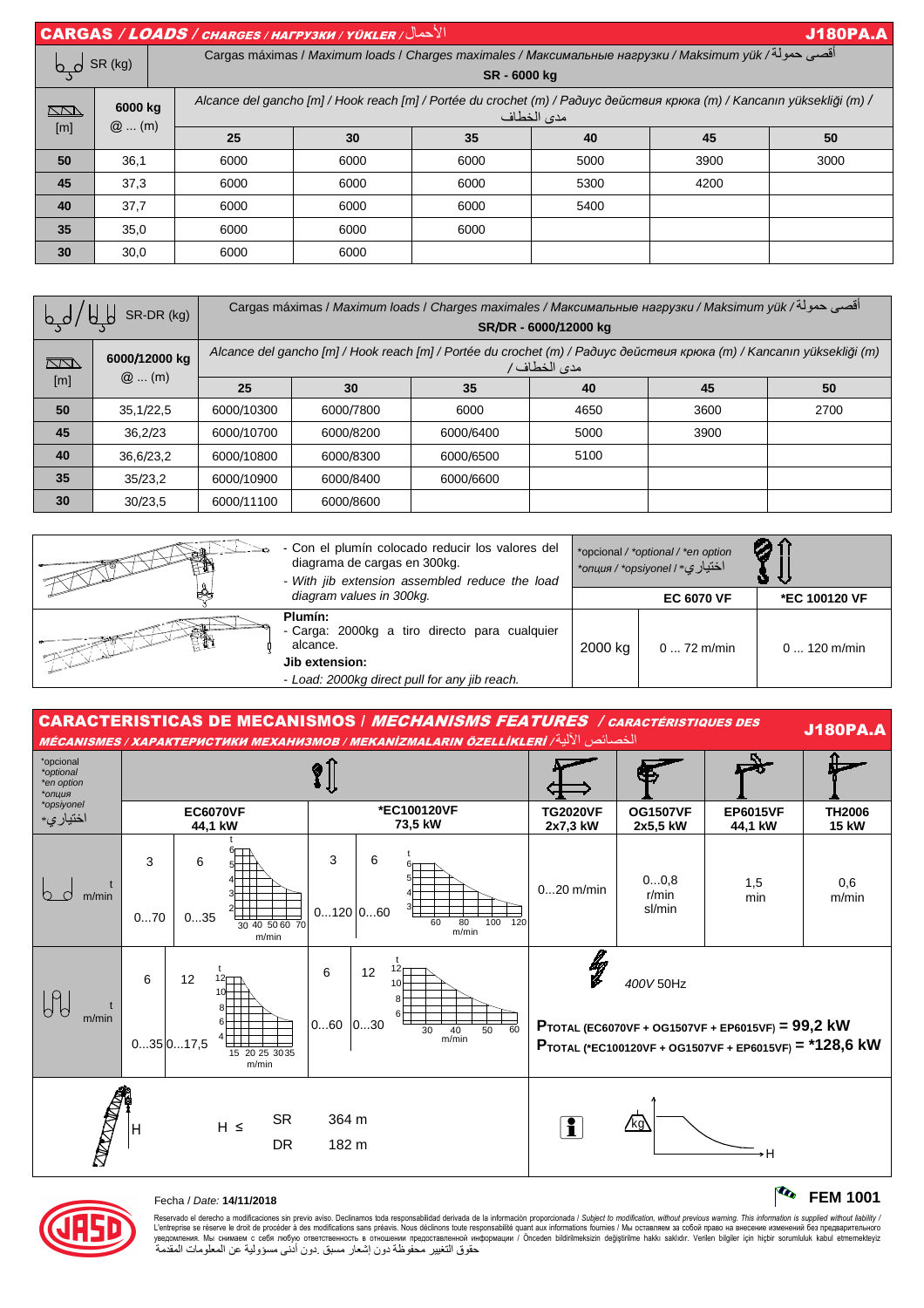## CARGAS / *LOADS* / *CHARGES / НАГРУЗКИ / YÜKLER* / الأحمال — J180PA.A

| SR (kg) | | Cargas máximas / *Maximum loads* / *Charges maximales* / *Максимальные нагрузки* / *Maksimum yük* / أقصى حمولة — SR - 6000 kg | | | | | |
|---|---|---|---|---|---|---|---|
| [m] | 6000 kg @ ... (m) | Alcance del gancho [m] / *Hook reach [m]* / *Portée du crochet (m)* / *Радиус действия крюка (m)* / *Kancanın yüksekliği (m)* / مدى الخطاف | | | | | |
| | | 25 | 30 | 35 | 40 | 45 | 50 |
| **50** | 36,1 | 6000 | 6000 | 6000 | 5000 | 3900 | 3000 |
| **45** | 37,3 | 6000 | 6000 | 6000 | 5300 | 4200 | |
| **40** | 37,7 | 6000 | 6000 | 6000 | 5400 | | |
| **35** | 35,0 | 6000 | 6000 | 6000 | | | |
| **30** | 30,0 | 6000 | 6000 | | | | |

| SR-DR (kg) | | Cargas máximas / *Maximum loads* / *Charges maximales* / *Максимальные нагрузки* / *Maksimum yük* / أقصى حمولة — SR/DR - 6000/12000 kg | | | | | |
|---|---|---|---|---|---|---|---|
| [m] | 6000/12000 kg @ ... (m) | Alcance del gancho [m] / *Hook reach [m]* / *Portée du crochet (m)* / *Радиус действия крюка (m)* / *Kancanın yüksekliği (m)* / مدى الخطاف | | | | | |
| | | 25 | 30 | 35 | 40 | 45 | 50 |
| **50** | 35,1/22,5 | 6000/10300 | 6000/7800 | 6000 | 4650 | 3600 | 2700 |
| **45** | 36,2/23 | 6000/10700 | 6000/8200 | 6000/6400 | 5000 | 3900 | |
| **40** | 36,6/23,2 | 6000/10800 | 6000/8300 | 6000/6500 | 5100 | | |
| **35** | 35/23,2 | 6000/10900 | 6000/8400 | 6000/6600 | | | |
| **30** | 30/23,5 | 6000/11100 | 6000/8600 | | | | |

- Con el plumín colocado reducir los valores del diagrama de cargas en 300kg.
- *With jib extension assembled reduce the load diagram values in 300kg.*

**Plumín:**
- Carga: 2000kg a tiro directo para cualquier alcance.

**Jib extension:**
- *Load: 2000kg direct pull for any jib reach.*

| *opcional / *optional / *en option / *опция / *opsiyonel / اختياري* | EC 6070 VF | *EC 100120 VF |
|---|---|---|
| 2000 kg | 0 ... 72 m/min | 0 ... 120 m/min |

## CARACTERISTICAS DE MECANISMOS / *MECHANISMS FEATURES* / *CARACTÉRISTIQUES DES MÉCANISMES / ХАРАКТЕРИСТИКИ МЕХАНИЗМОВ / MEKANİZMALARIN ÖZELLİKLERİ* / الخصائص الآلية — J180PA.A

| *opcional *optional *en option *опция *opsiyonel *اختياري | EC6070VF 44,1 kW | | *EC100120VF 73,5 kW | | TG2020VF 2x7,3 kW | OG1507VF 2x5,5 kW | EP6015VF 44,1 kW | TH2006 15 kW |
|---|---|---|---|---|---|---|---|---|
| t m/min (SR) | 3 / 0...70 | 6 / 0...35 | 3 / 0...120 | 6 / 0...60 | 0...20 m/min | 0...0,8 r/min sl/min | 1,5 min | 0,6 m/min |
| t m/min (DR) | 6 / 0...35 | 12 / 0...17,5 | 6 / 0...60 | 12 / 0...30 | 400V 50Hz | | | |

$P_{TOTAL}$ (EC6070VF + OG1507VF + EP6015VF) = **99,2 kW**

$P_{TOTAL}$ (*EC100120VF + OG1507VF + EP6015VF) = ***128,6 kW**

H ≤ SR 364 m; DR 182 m

Fecha / *Date:* **14/11/2018**

**FEM 1001**

Reservado el derecho a modificaciones sin previo aviso. Declinamos toda responsabilidad derivada de la información proporcionada / *Subject to modification, without previous warning. This information is supplied without liability* / L'entreprise se réserve le droit de procéder à des modifications sans préavis. Nous déclinons toute responsabilité quant aux informations fournies / Мы оставляем за собой право на внесение изменений без предварительного уведомления. Мы снимаем с себя любую ответственность в отношении предоставленной информации / Önceden bildirilmeksizin değiştirilme hakkı saklıdır. Verilen bilgiler için hiçbir sorumluluk kabul etmemekteyiz
حقوق التغيير محفوظة دون إشعار مسبق .دون أدنى مسؤولية عن المعلومات المقدمة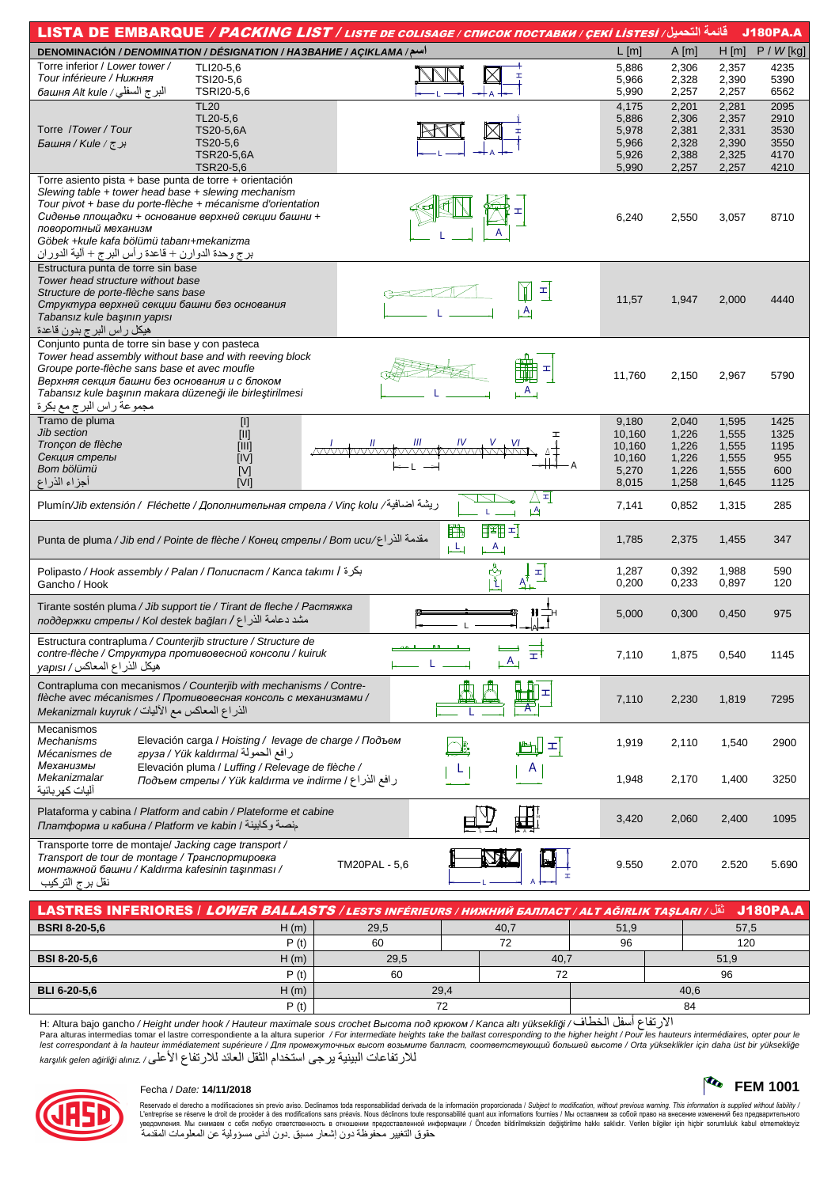# LISTA DE EMBARQUE / *PACKING LIST* / *LISTE DE COLISAGE / СПИСОК ПОСТАВКИ / ÇEKİ LİSTESİ* / قائمة التحميل — J180PA.A

| DENOMINACIÓN / *DENOMINATION / DÉSIGNATION / НАЗВАНИЕ / AÇIKLAMA* / اسم | | L [m] | A [m] | H [m] | P / *W* [kg] |
|---|---|---|---|---|---|
| Torre inferior / *Lower tower / Tour inférieure / Нижняя башня Alt kule* / البرج السفلي | TLI20-5,6 | 5,886 | 2,306 | 2,357 | 4235 |
| | TSI20-5,6 | 5,966 | 2,328 | 2,390 | 5390 |
| | TSRI20-5,6 | 5,990 | 2,257 | 2,257 | 6562 |
| Torre / *Tower / Tour Башня / Kule* / برج | TL20 | 4,175 | 2,201 | 2,281 | 2095 |
| | TL20-5,6 | 5,886 | 2,306 | 2,357 | 2910 |
| | TS20-5,6A | 5,978 | 2,381 | 2,331 | 3530 |
| | TS20-5,6 | 5,966 | 2,328 | 2,390 | 3550 |
| | TSR20-5,6A | 5,926 | 2,388 | 2,325 | 4170 |
| | TSR20-5,6 | 5,990 | 2,257 | 2,257 | 4210 |
| Torre asiento pista + base punta de torre + orientación / *Slewing table + tower head base + slewing mechanism / Tour pivot + base du porte-flèche + mécanisme d'orientation / Сиденье площадки + основание верхней секции башни + поворотный механизм / Göbek +kule kafa bölümü tabanı+mekanizma* / برج وحدة الدوران + قاعدة رأس البرج + آلية الدوران | | 6,240 | 2,550 | 3,057 | 8710 |
| Estructura punta de torre sin base / *Tower head structure without base / Structure de porte-flèche sans base / Структура верхней секции башни без основания / Tabansız kule başının yapısı* / هيكل راس البرج بدون قاعدة | | 11,57 | 1,947 | 2,000 | 4440 |
| Conjunto punta de torre sin base y con pasteca / *Tower head assembly without base and with reeving block / Groupe porte-flèche sans base et avec moufle / Верхняя секция башни без основания и с блоком / Tabansız kule başının makara düzeneği ile birleştirilmesi* / مجموعة راس البرج مع بكرة | | 11,760 | 2,150 | 2,967 | 5790 |
| Tramo de pluma / *Jib section / Tronçon de flèche / Секция стрелы / Bom bölümü* / أجزاء الذراع | [I] | 9,180 | 2,040 | 1,595 | 1425 |
| | [II] | 10,160 | 1,226 | 1,555 | 1325 |
| | [III] | 10,160 | 1,226 | 1,555 | 1195 |
| | [IV] | 10,160 | 1,226 | 1,555 | 955 |
| | [V] | 5,270 | 1,226 | 1,555 | 600 |
| | [VI] | 8,015 | 1,258 | 1,645 | 1125 |
| Plumín/*Jib extension / Fléchette / Дополнительная стрела / Vinç kolu* / ريشة اضافية | | 7,141 | 0,852 | 1,315 | 285 |
| Punta de pluma / *Jib end / Pointe de flèche / Конец стрелы / Bom ucu* / مقدمة الذراع | | 1,785 | 2,375 | 1,455 | 347 |
| Polipasto / *Hook assembly / Palan / Полиспаст / Kanca takımı* / بكرة | | 1,287 | 0,392 | 1,988 | 590 |
| Gancho / *Hook* | | 0,200 | 0,233 | 0,897 | 120 |
| Tirante sostén pluma / *Jib support tie / Tirant de fleche / Растяжка поддержки стрелы / Kol destek bağları* / مشد دعامة الذراع | | 5,000 | 0,300 | 0,450 | 975 |
| Estructura contrapluma / *Counterjib structure / Structure de contre-flèche / Структура противовесной консоли / kuiruk yapısı* / هيكل الذراع المعاكس | | 7,110 | 1,875 | 0,540 | 1145 |
| Contrapluma con mecanismos / *Counterjib with mechanisms / Contre-flèche avec mécanismes / Противовесная консоль с механизмами / Mekanizmalı kuyruk* / الذراع المعاكس مع الأليات | | 7,110 | 2,230 | 1,819 | 7295 |
| Mecanismos / *Mechanisms / Mécanismes de / Механизмы / Mekanizmalar* / آليات كهربائية | Elevación carga / *Hoisting / levage de charge / Подъем груза / Yük kaldırma* / رافع الحمولة | 1,919 | 2,110 | 1,540 | 2900 |
| | Elevación pluma / *Luffing / Relevage de flèche / Подъем стрелы / Yük kaldırma ve indirme* / رافع الذراع | 1,948 | 2,170 | 1,400 | 3250 |
| Plataforma y cabina / *Platform and cabin / Plateforme et cabine / Платформа и кабина / Platform ve kabin* / منصة وكابينة | | 3,420 | 2,060 | 2,400 | 1095 |
| Transporte torre de montaje/ *Jacking cage transport / Transport de tour de montage / Транспортировка монтажной башни / Kaldırma kafesinin taşınması* / نقل برج التركيب | TM20PAL - 5,6 | 9.550 | 2.070 | 2.520 | 5.690 |

# LASTRES INFERIORES / *LOWER BALLASTS / LESTS INFÉRIEURS / НИЖНИЙ БАЛЛАСТ / ALT AĞIRLIK TAŞLARI* / ثقل — J180PA.A

| | | | | | |
|---|---|---|---|---|---|
| **BSRI 8-20-5,6** | H (m) | 29,5 | 40,7 | 51,9 | 57,5 |
| | P (t) | 60 | 72 | 96 | 120 |
| **BSI 8-20-5,6** | H (m) | 29,5 | 40,7 | 51,9 | |
| | P (t) | 60 | 72 | 96 | |
| **BLI 6-20-5,6** | H (m) | 29,4 | 40,6 | | |
| | P (t) | 72 | 84 | | |

H: Altura bajo gancho / *Height under hook / Hauteur maximale sous crochet Высота под крюком / Kanca altı yüksekliği* / الارتفاع أسفل الخطاف

Para alturas intermedias tomar el lastre correspondiente a la altura superior / *For intermediate heights take the ballast corresponding to the higher height / Pour les hauteurs intermédiaires, opter pour le lest correspondant à la hauteur immédiatement supérieure / Для промежуточных высот возьмите балласт, соответствующий большей высоте / Orta yükseklikler için daha üst bir yükseklige karşılık gelen ağirliği alınız.* / للارتفاعات البينية يرجى استخدام الثقل العائد للارتفاع الأعلى

Fecha / *Date:* **14/11/2018**

**FEM 1001**

Reservado el derecho a modificaciones sin previo aviso. Declinamos toda responsabilidad derivada de la información proporcionada / *Subject to modification, without previous warning. This information is supplied without liability /* L'entreprise se réserve le droit de procéder à des modifications sans préavis. Nous déclinons toute responsabilité quant aux informations fournies / Мы оставляем за собой право на внесение изменений без предварительного уведомления. Мы снимаем с себя любую ответственность в отношении предоставленной информации / Önceden bildirilmeksizin değiştirilme hakkı saklıdır. Verilen bilgiler için hiçbir sorumluluk kabul etmemekteyiz
حقوق التغيير محفوظة دون إشعار مسبق .دون أدنى مسؤولية عن المعلومات المقدمة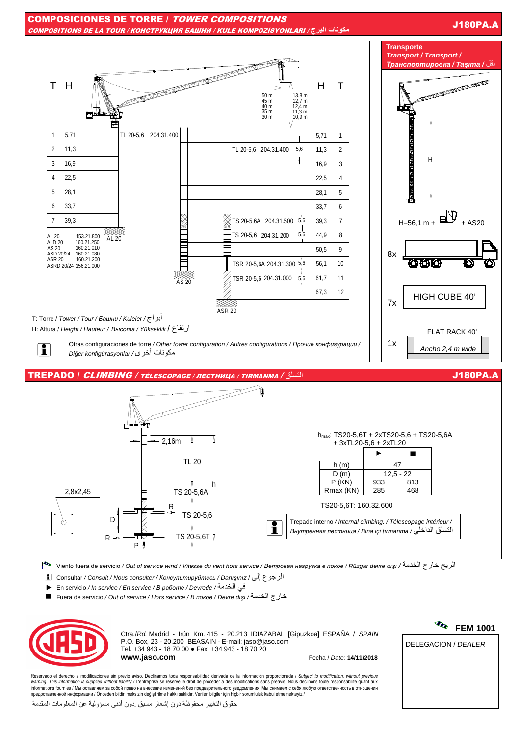# COMPOSICIONES DE TORRE / *TOWER COMPOSITIONS*

*COMPOSITIONS DE LA TOUR / КОНСТРУКЦИЯ БАШНИ / KULE KOMPOZİSYONLARI / مكونات البرج*

J180PA.A

50 m 13,8 m
45 m 12,7 m
40 m 12,4 m
35 m 11,3 m
30 m 10,9 m

| T | H | | | | | | H | T |
|---|---|---|---|---|---|---|---|---|
| 1 | 5,71 | TL 20-5,6 204.31.400 | | | | | 5,71 | 1 |
| 2 | 11,3 | | | | | TL 20-5,6 204.31.400 5,6 | 11,3 | 2 |
| 3 | 16,9 | | | | | | 16,9 | 3 |
| 4 | 22,5 | | | | | | 22,5 | 4 |
| 5 | 28,1 | | | | | | 28,1 | 5 |
| 6 | 33,7 | | | | | | 33,7 | 6 |
| 7 | 39,3 | | | | | TS 20-5,6A 204.31.500 5,6 | 39,3 | 7 |
| | | AL 20 | | | | TS 20-5,6 204.31.200 5,6 | 44,9 | 8 |
| | | | | | | | 50,5 | 9 |
| | | | | | | TSR 20-5,6A 204.31.300 5,6 | 56,1 | 10 |
| | | | AS 20 | | | TSR 20-5,6 204.31.000 5,6 | 61,7 | 11 |
| | | | | | | | 67,3 | 12 |
| | | | | ASR 20 | | | | |

| | |
|---|---|
| AL 20 | 153.21.800 |
| ALD 20 | 160.21.250 |
| AS 20 | 160.21.010 |
| ASD 20/24 | 160.21.080 |
| ASR 20 | 160.21.200 |
| ASRD 20/24 | 156.21.000 |

T: Torre / *Tower / Tour / Башни / Kuleler /* أبراج

H: Altura / *Height / Hauteur / Высота / Yükseklik /* ارتفاع

Otras configuraciones de torre / *Other tower configuration / Autres configurations / Прочие конфигурации / Diğer konfigürasyonlar /* مكونات أخرى

## Transporte

*Transport / Transport / Транспортировка / Taşıma /* نقل

H

H=56,1 m + + AS20

8x

7x HIGH CUBE 40'

1x FLAT RACK 40' *Ancho 2,4 m wide*

# TREPADO / *CLIMBING / TÉLESCOPAGE / ЛЕСТНИЦА / TIRMANMA /* التسلق

J180PA.A

2,16m

TL 20

h

2,8x2,45

TS 20-5,6A

R

D

TS 20-5,6

R

TS 20-5,6T

P

$h_{max}$: TS20-5,6T + 2xTS20-5,6 + TS20-5,6A + 3xTL20-5,6 + 2xTL20

| | ▶ | ■ |
|---|---|---|
| h (m) | 47 | |
| D (m) | 12,5 - 22 | |
| P (KN) | 933 | 813 |
| Rmax (KN) | 285 | 468 |

TS20-5,6T: 160.32.600

Trepado interno / *Internal climbing. / Télescopage intérieur / Внутренняя лестница / Bina içi tırmanma /* التسلق الداخلي

Viento fuera de servicio / *Out of service wind / Vitesse du vent hors service / Ветровая нагрузка в покое / Rüzgar devre dışı /* الريح خارج الخدمة

Consultar / *Consult / Nous consulter / Консультируйтесь / Danışınız /* الرجوع إلى

▶ En servicio / *In service / En service / В работе / Devrede /* في الخدمة

■ Fuera de servicio / *Out of service / Hors service / В покое / Devre dışı /* خارج الخدمة

Ctra./*Rd.* Madrid - Irún Km. 415 - 20.213 IDIAZABAL [Gipuzkoa] ESPAÑA / *SPAIN*
P.O. Box, 23 - 20.200 BEASAIN - E-mail: jaso@jaso.com
Tel. +34 943 - 18 70 00 ● Fax. +34 943 - 18 70 20
**www.jaso.com**

Fecha / *Date:* **14/11/2018**

**FEM 1001**

DELEGACION / *DEALER*

Reservado el derecho a modificaciones sin previo aviso. Declinamos toda responsabilidad derivada de la información proporcionada / *Subject to modification, without previous warning. This information is supplied without liability* / L'entreprise se réserve le droit de procéder à des modifications sans préavis. Nous déclinons toute responsabilité quant aux informations fournies / Мы оставляем за собой право на внесение изменений без предварительного уведомления. Мы снимаем с себя любую ответственность в отношении предоставленной информации / Önceden bildirilmeksizin değiştirilme hakkı saklıdır. Verilen bilgiler için hiçbir sorumluluk kabul etmemekteyiz /

حقوق التغيير محفوظة دون إشعار مسبق .دون أدنى مسؤولية عن المعلومات المقدمة